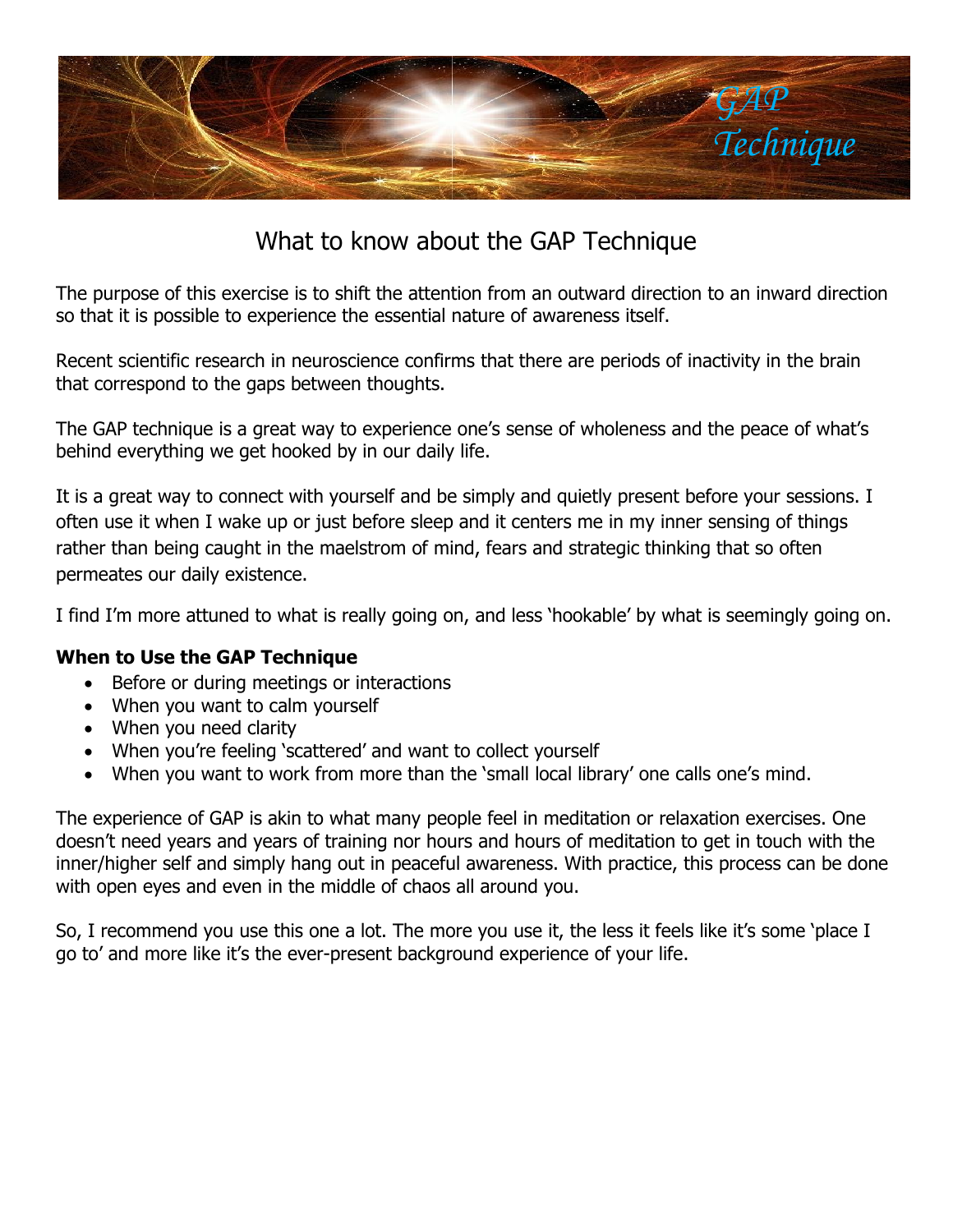GAP Technique

# What to know about the GAP Technique

The purpose of this exercise is to shift the attention from an outward direction to an inward direction so that it is possible to experience the essential nature of awareness itself.

Recent scientific research in neuroscience confirms that there are periods of inactivity in the brain that correspond to the gaps between thoughts.

The GAP technique is a great way to experience one's sense of wholeness and the peace of what's behind everything we get hooked by in our daily life.

It is a great way to connect with yourself and be simply and quietly present before your sessions. I often use it when I wake up or just before sleep and it centers me in my inner sensing of things rather than being caught in the maelstrom of mind, fears and strategic thinking that so often permeates our daily existence.

I find I'm more attuned to what is really going on, and less 'hookable' by what is seemingly going on.

**When to Use the GAP Technique**

- Before or during meetings or interactions
- When you want to calm yourself
- When you need clarity
- When you're feeling 'scattered' and want to collect yourself
- When you want to work from more than the 'small local library' one calls one's mind.

The experience of GAP is akin to what many people feel in meditation or relaxation exercises. One doesn't need years and years of training nor hours and hours of meditation to get in touch with the inner/higher self and simply hang out in peaceful awareness. With practice, this process can be done with open eyes and even in the middle of chaos all around you.

So, I recommend you use this one a lot. The more you use it, the less it feels like it's some 'place I go to' and more like it's the ever-present background experience of your life.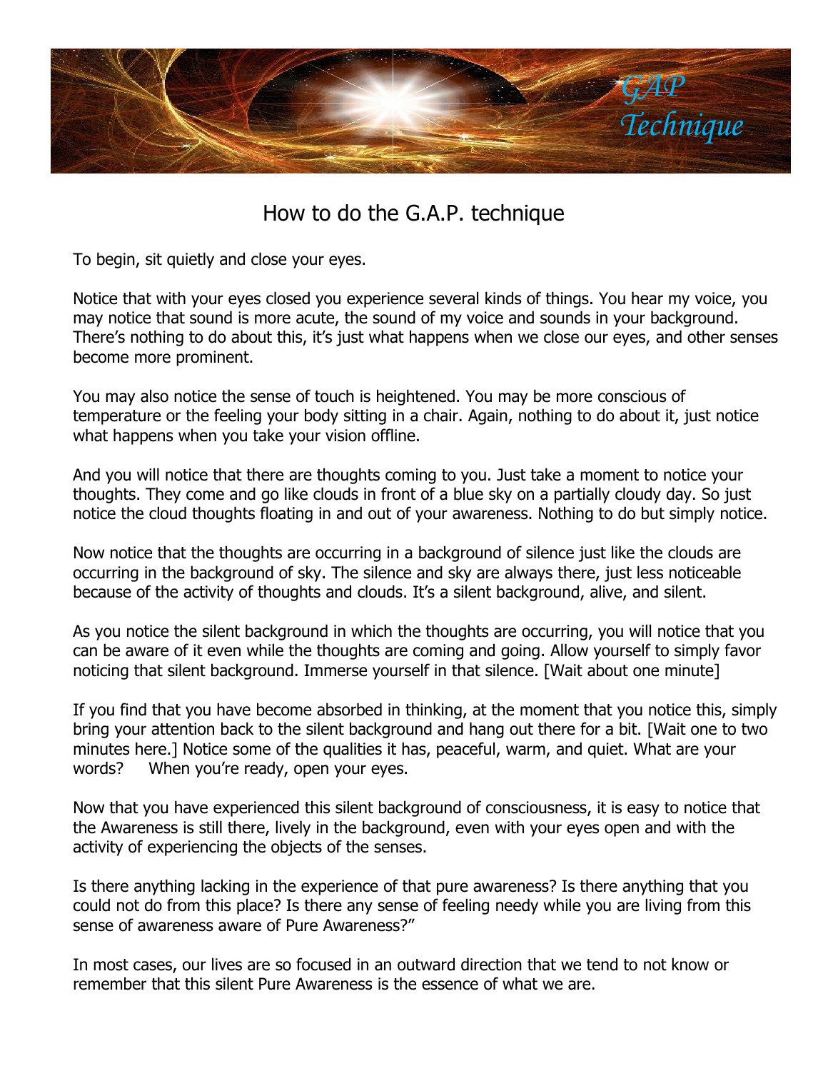# How to do the G.A.P. technique

To begin, sit quietly and close your eyes.

Notice that with your eyes closed you experience several kinds of things. You hear my voice, you may notice that sound is more acute, the sound of my voice and sounds in your background. There's nothing to do about this, it's just what happens when we close our eyes, and other senses become more prominent.

You may also notice the sense of touch is heightened. You may be more conscious of temperature or the feeling your body sitting in a chair. Again, nothing to do about it, just notice what happens when you take your vision offline.

And you will notice that there are thoughts coming to you. Just take a moment to notice your thoughts. They come and go like clouds in front of a blue sky on a partially cloudy day. So just notice the cloud thoughts floating in and out of your awareness. Nothing to do but simply notice.

Now notice that the thoughts are occurring in a background of silence just like the clouds are occurring in the background of sky. The silence and sky are always there, just less noticeable because of the activity of thoughts and clouds. It's a silent background, alive, and silent.

As you notice the silent background in which the thoughts are occurring, you will notice that you can be aware of it even while the thoughts are coming and going. Allow yourself to simply favor noticing that silent background. Immerse yourself in that silence. [Wait about one minute]

If you find that you have become absorbed in thinking, at the moment that you notice this, simply bring your attention back to the silent background and hang out there for a bit. [Wait one to two minutes here.] Notice some of the qualities it has, peaceful, warm, and quiet. What are your words? When you're ready, open your eyes.

Now that you have experienced this silent background of consciousness, it is easy to notice that the Awareness is still there, lively in the background, even with your eyes open and with the activity of experiencing the objects of the senses.

Is there anything lacking in the experience of that pure awareness? Is there anything that you could not do from this place? Is there any sense of feeling needy while you are living from this sense of awareness aware of Pure Awareness?"

In most cases, our lives are so focused in an outward direction that we tend to not know or remember that this silent Pure Awareness is the essence of what we are.